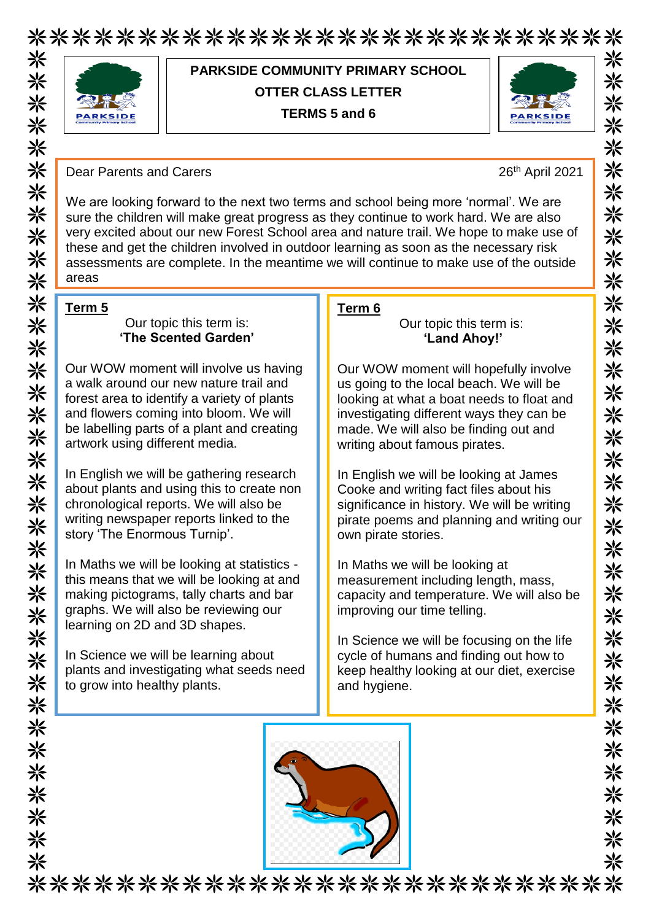# PARKSIDE COMMUNITY PRIMARY SCHOOL

## OTTER CLASS LETTER

## TERMS 5 and 6

Dear Parents and Carers

26th April 2021

We are looking forward to the next two terms and school being more 'normal'. We are sure the children will make great progress as they continue to work hard. We are also very excited about our new Forest School area and nature trail. We hope to make use of these and get the children involved in outdoor learning as soon as the necessary risk assessments are complete. In the meantime we will continue to make use of the outside areas

### Term 5

Our topic this term is:
**'The Scented Garden'**

Our WOW moment will involve us having a walk around our new nature trail and forest area to identify a variety of plants and flowers coming into bloom. We will be labelling parts of a plant and creating artwork using different media.

In English we will be gathering research about plants and using this to create non chronological reports. We will also be writing newspaper reports linked to the story 'The Enormous Turnip'.

In Maths we will be looking at statistics - this means that we will be looking at and making pictograms, tally charts and bar graphs. We will also be reviewing our learning on 2D and 3D shapes.

In Science we will be learning about plants and investigating what seeds need to grow into healthy plants.

### Term 6

Our topic this term is:
**'Land Ahoy!'**

Our WOW moment will hopefully involve us going to the local beach. We will be looking at what a boat needs to float and investigating different ways they can be made. We will also be finding out and writing about famous pirates.

In English we will be looking at James Cooke and writing fact files about his significance in history. We will be writing pirate poems and planning and writing our own pirate stories.

In Maths we will be looking at measurement including length, mass, capacity and temperature. We will also be improving our time telling.

In Science we will be focusing on the life cycle of humans and finding out how to keep healthy looking at our diet, exercise and hygiene.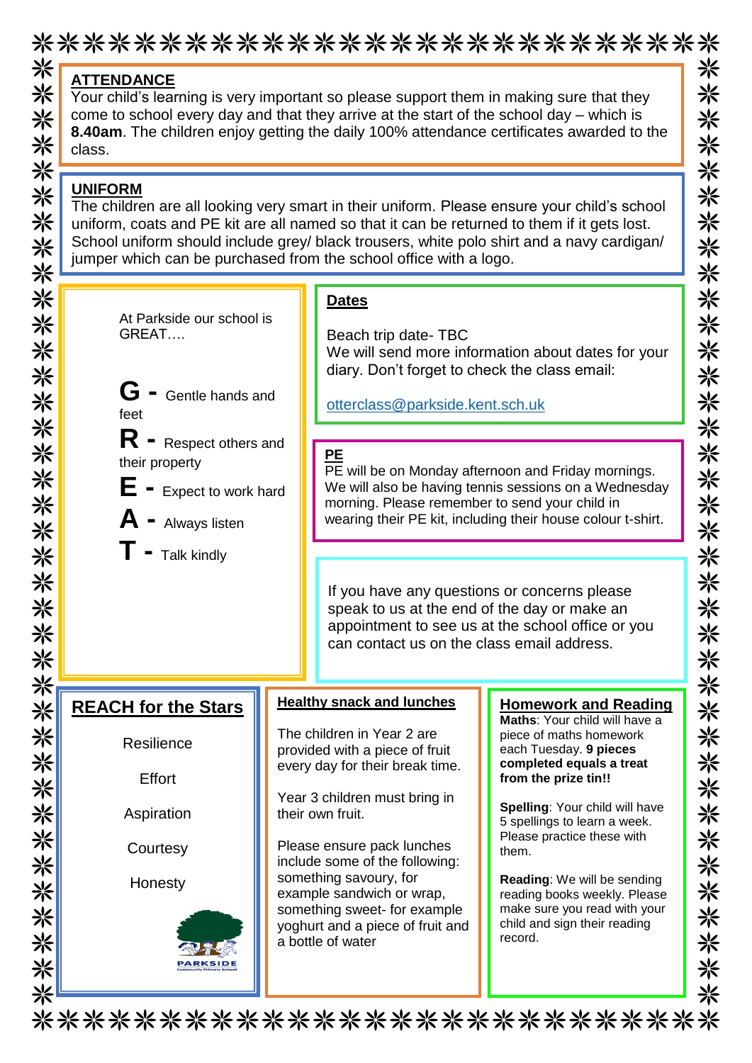## ATTENDANCE

Your child's learning is very important so please support them in making sure that they come to school every day and that they arrive at the start of the school day – which is **8.40am**. The children enjoy getting the daily 100% attendance certificates awarded to the class.

## UNIFORM

The children are all looking very smart in their uniform. Please ensure your child's school uniform, coats and PE kit are all named so that it can be returned to them if it gets lost. School uniform should include grey/ black trousers, white polo shirt and a navy cardigan/ jumper which can be purchased from the school office with a logo.

At Parkside our school is GREAT….

**G** - Gentle hands and feet

**R** - Respect others and their property

**E** - Expect to work hard

**A** - Always listen

**T** - Talk kindly

## Dates

Beach trip date- TBC

We will send more information about dates for your diary. Don't forget to check the class email:

otterclass@parkside.kent.sch.uk

## PE

PE will be on Monday afternoon and Friday mornings. We will also be having tennis sessions on a Wednesday morning. Please remember to send your child in wearing their PE kit, including their house colour t-shirt.

If you have any questions or concerns please speak to us at the end of the day or make an appointment to see us at the school office or you can contact us on the class email address.

## REACH for the Stars

Resilience

Effort

Aspiration

Courtesy

Honesty

PARKSIDE Community Primary School

## Healthy snack and lunches

The children in Year 2 are provided with a piece of fruit every day for their break time.

Year 3 children must bring in their own fruit.

Please ensure pack lunches include some of the following: something savoury, for example sandwich or wrap, something sweet- for example yoghurt and a piece of fruit and a bottle of water

## Homework and Reading

**Maths**: Your child will have a piece of maths homework each Tuesday. **9 pieces completed equals a treat from the prize tin!!**

**Spelling**: Your child will have 5 spellings to learn a week. Please practice these with them.

**Reading**: We will be sending reading books weekly. Please make sure you read with your child and sign their reading record.